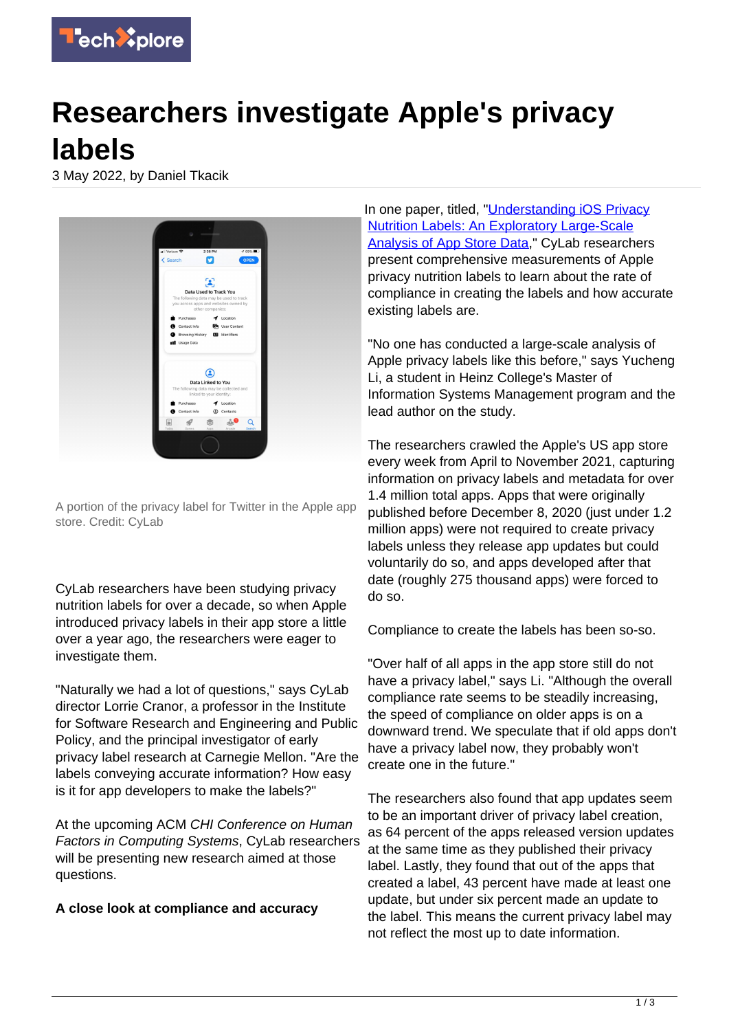# Researchers investigate Apple's privacy labels

3 May 2022, by Daniel Tkacik

A portion of the privacy label for Twitter in the Apple app store. Credit: CyLab

CyLab researchers have been studying privacy nutrition labels for over a decade, so when Apple introduced privacy labels in their app store a little over a year ago, the researchers were eager to investigate them.

"Naturally we had a lot of questions," says CyLab director Lorrie Cranor, a professor in the Institute for Software Research and Engineering and Public Policy, and the principal investigator of early privacy label research at Carnegie Mellon. "Are the labels conveying accurate information? How easy is it for app developers to make the labels?"

At the upcoming ACM *CHI Conference on Human Factors in Computing Systems*, CyLab researchers will be presenting new research aimed at those questions.

**A close look at compliance and accuracy**

In one paper, titled, "Understanding iOS Privacy Nutrition Labels: An Exploratory Large-Scale Analysis of App Store Data," CyLab researchers present comprehensive measurements of Apple privacy nutrition labels to learn about the rate of compliance in creating the labels and how accurate existing labels are.

"No one has conducted a large-scale analysis of Apple privacy labels like this before," says Yucheng Li, a student in Heinz College's Master of Information Systems Management program and the lead author on the study.

The researchers crawled the Apple's US app store every week from April to November 2021, capturing information on privacy labels and metadata for over 1.4 million total apps. Apps that were originally published before December 8, 2020 (just under 1.2 million apps) were not required to create privacy labels unless they release app updates but could voluntarily do so, and apps developed after that date (roughly 275 thousand apps) were forced to do so.

Compliance to create the labels has been so-so.

"Over half of all apps in the app store still do not have a privacy label," says Li. "Although the overall compliance rate seems to be steadily increasing, the speed of compliance on older apps is on a downward trend. We speculate that if old apps don't have a privacy label now, they probably won't create one in the future."

The researchers also found that app updates seem to be an important driver of privacy label creation, as 64 percent of the apps released version updates at the same time as they published their privacy label. Lastly, they found that out of the apps that created a label, 43 percent have made at least one update, but under six percent made an update to the label. This means the current privacy label may not reflect the most up to date information.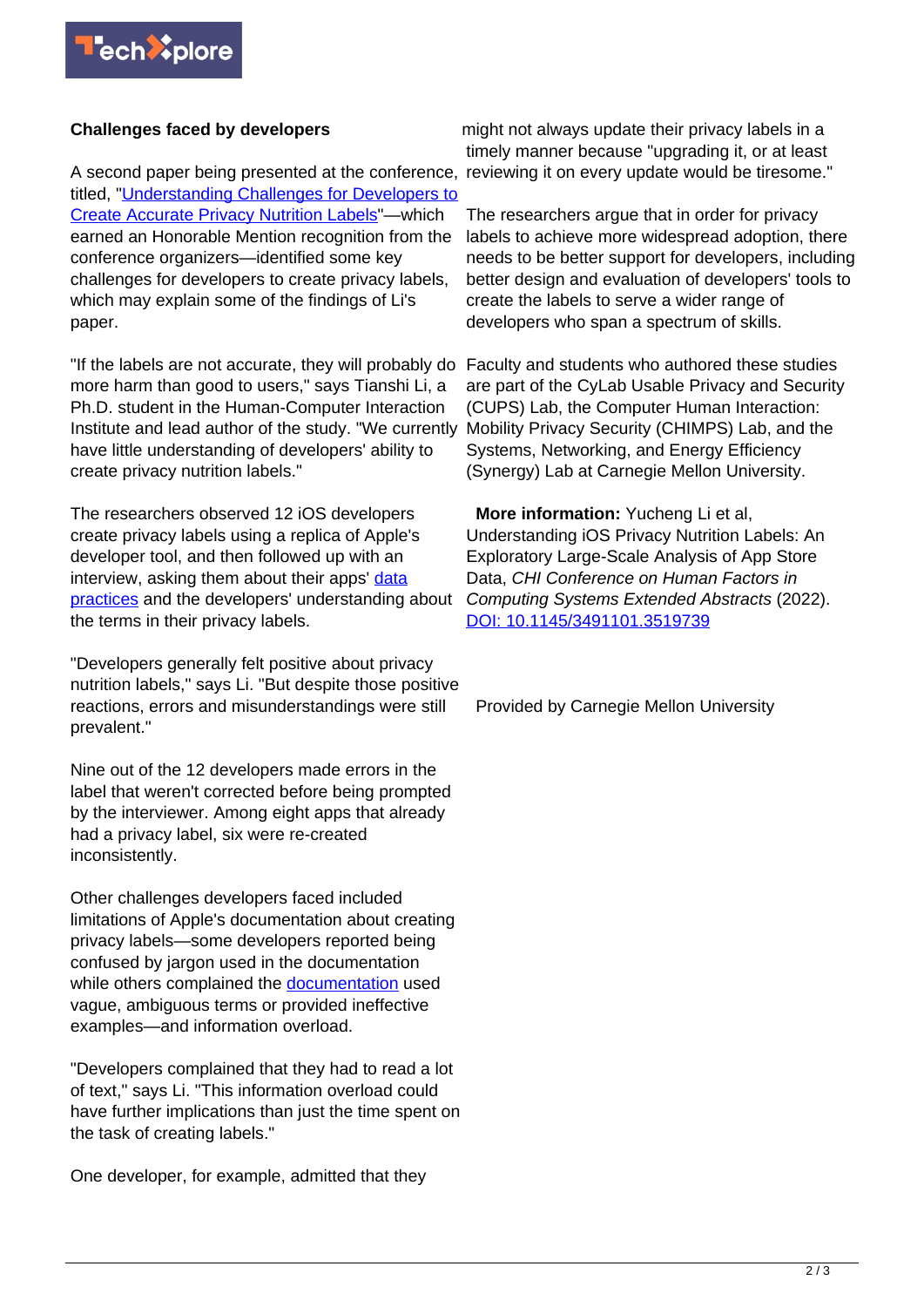## Challenges faced by developers

A second paper being presented at the conference, titled, "Understanding Challenges for Developers to Create Accurate Privacy Nutrition Labels"—which earned an Honorable Mention recognition from the conference organizers—identified some key challenges for developers to create privacy labels, which may explain some of the findings of Li's paper.

"If the labels are not accurate, they will probably do more harm than good to users," says Tianshi Li, a Ph.D. student in the Human-Computer Interaction Institute and lead author of the study. "We currently have little understanding of developers' ability to create privacy nutrition labels."

The researchers observed 12 iOS developers create privacy labels using a replica of Apple's developer tool, and then followed up with an interview, asking them about their apps' data practices and the developers' understanding about the terms in their privacy labels.

"Developers generally felt positive about privacy nutrition labels," says Li. "But despite those positive reactions, errors and misunderstandings were still prevalent."

Nine out of the 12 developers made errors in the label that weren't corrected before being prompted by the interviewer. Among eight apps that already had a privacy label, six were re-created inconsistently.

Other challenges developers faced included limitations of Apple's documentation about creating privacy labels—some developers reported being confused by jargon used in the documentation while others complained the documentation used vague, ambiguous terms or provided ineffective examples—and information overload.

"Developers complained that they had to read a lot of text," says Li. "This information overload could have further implications than just the time spent on the task of creating labels."

One developer, for example, admitted that they might not always update their privacy labels in a timely manner because "upgrading it, or at least reviewing it on every update would be tiresome."

The researchers argue that in order for privacy labels to achieve more widespread adoption, there needs to be better support for developers, including better design and evaluation of developers' tools to create the labels to serve a wider range of developers who span a spectrum of skills.

Faculty and students who authored these studies are part of the CyLab Usable Privacy and Security (CUPS) Lab, the Computer Human Interaction: Mobility Privacy Security (CHIMPS) Lab, and the Systems, Networking, and Energy Efficiency (Synergy) Lab at Carnegie Mellon University.

**More information:** Yucheng Li et al, Understanding iOS Privacy Nutrition Labels: An Exploratory Large-Scale Analysis of App Store Data, *CHI Conference on Human Factors in Computing Systems Extended Abstracts* (2022). DOI: 10.1145/3491101.3519739

Provided by Carnegie Mellon University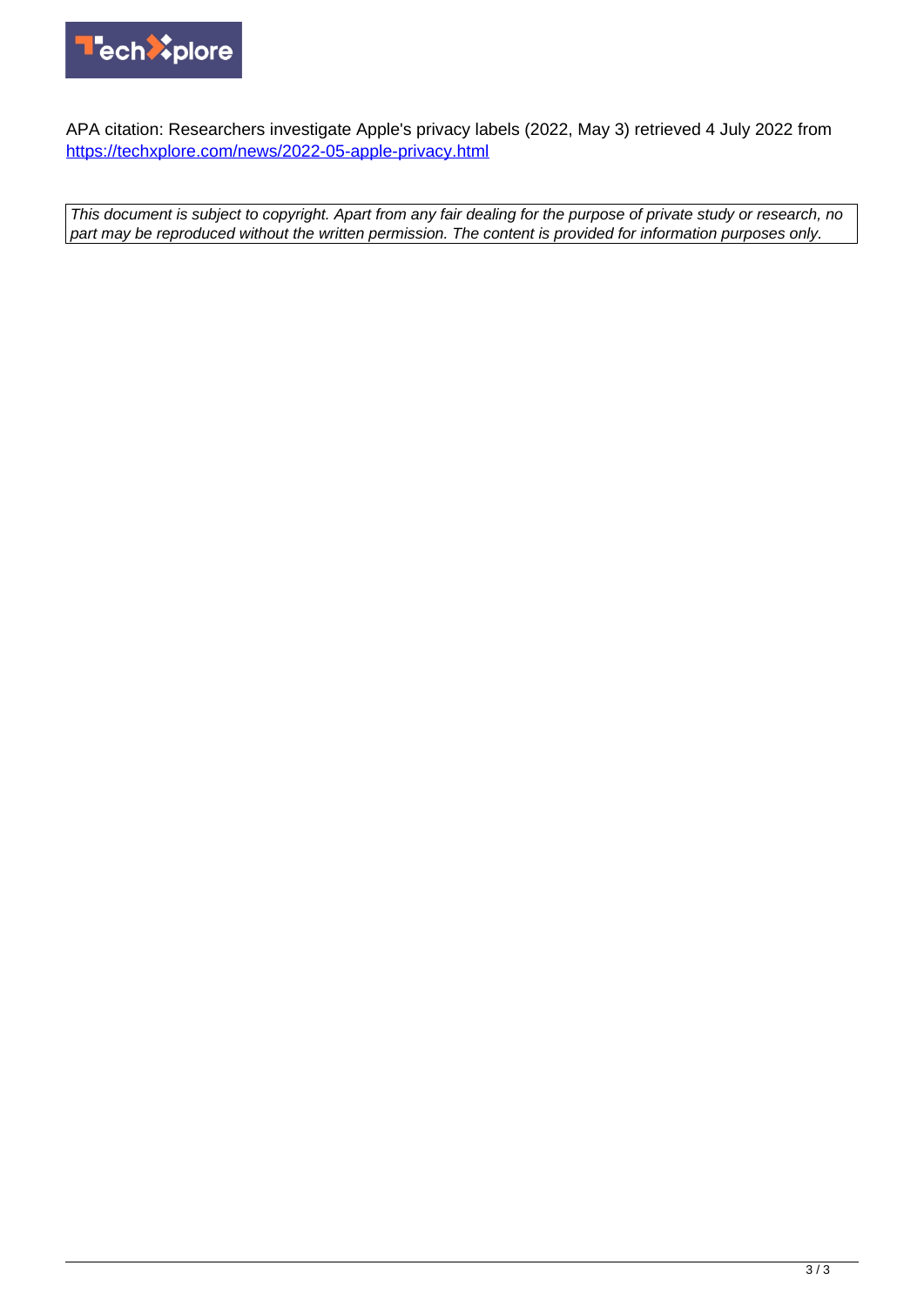APA citation: Researchers investigate Apple's privacy labels (2022, May 3) retrieved 4 July 2022 from https://techxplore.com/news/2022-05-apple-privacy.html

*This document is subject to copyright. Apart from any fair dealing for the purpose of private study or research, no part may be reproduced without the written permission. The content is provided for information purposes only.*